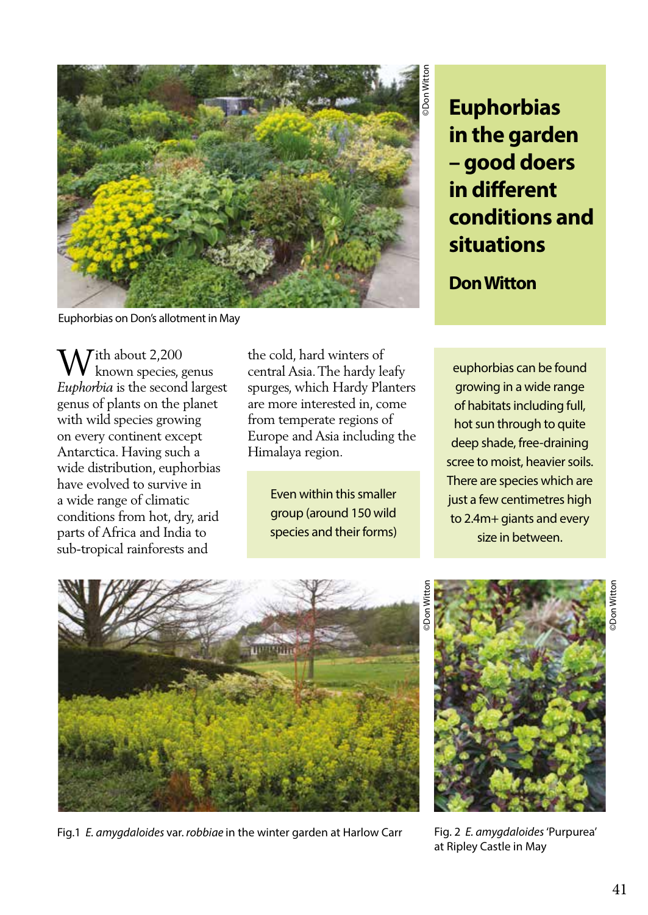# Euphorbias in the garden – good doers in different conditions and situations

**Don Witton**

Euphorbias on Don's allotment in May

With about 2,200 known species, genus *Euphorbia* is the second largest genus of plants on the planet with wild species growing on every continent except Antarctica. Having such a wide distribution, euphorbias have evolved to survive in a wide range of climatic conditions from hot, dry, arid parts of Africa and India to sub-tropical rainforests and the cold, hard winters of central Asia. The hardy leafy spurges, which Hardy Planters are more interested in, come from temperate regions of Europe and Asia including the Himalaya region.

Even within this smaller group (around 150 wild species and their forms) euphorbias can be found growing in a wide range of habitats including full, hot sun through to quite deep shade, free-draining scree to moist, heavier soils. There are species which are just a few centimetres high to 2.4m+ giants and every size in between.

Fig.1 *E. amygdaloides* var. *robbiae* in the winter garden at Harlow Carr

Fig. 2 *E. amygdaloides* 'Purpurea' at Ripley Castle in May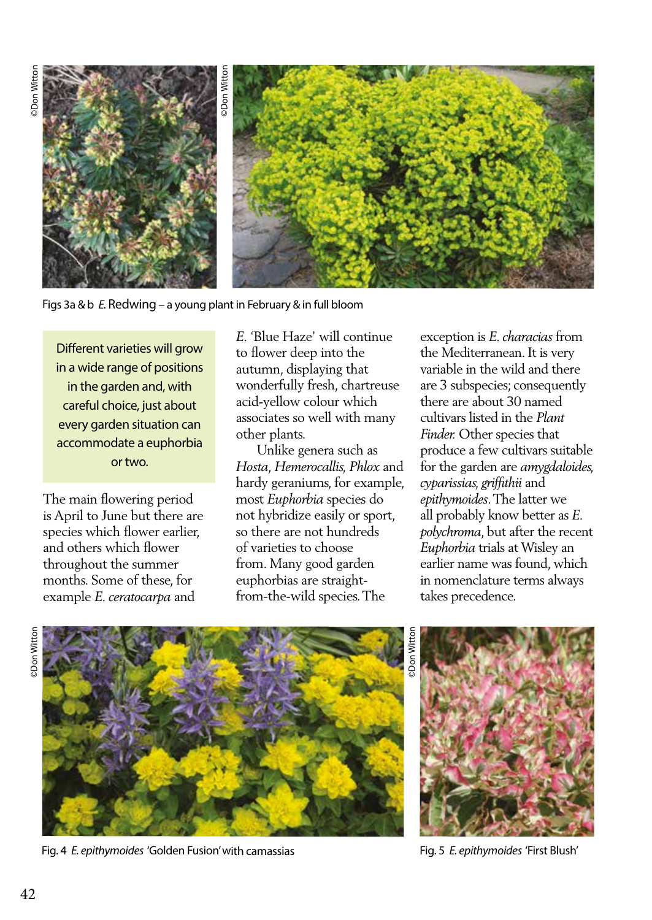Figs 3a & b *E.* Redwing – a young plant in February & in full bloom

> Different varieties will grow in a wide range of positions in the garden and, with careful choice, just about every garden situation can accommodate a euphorbia or two.

The main flowering period is April to June but there are species which flower earlier, and others which flower throughout the summer months. Some of these, for example *E. ceratocarpa* and *E.* 'Blue Haze' will continue to flower deep into the autumn, displaying that wonderfully fresh, chartreuse acid-yellow colour which associates so well with many other plants.

Unlike genera such as *Hosta*, *Hemerocallis*, *Phlox* and hardy geraniums, for example, most *Euphorbia* species do not hybridize easily or sport, so there are not hundreds of varieties to choose from. Many good garden euphorbias are straight-from-the-wild species. The exception is *E. characias* from the Mediterranean. It is very variable in the wild and there are 3 subspecies; consequently there are about 30 named cultivars listed in the *Plant Finder.* Other species that produce a few cultivars suitable for the garden are *amygdaloides*, *cyparissias*, *griffithii* and *epithymoides*. The latter we all probably know better as *E. polychroma*, but after the recent *Euphorbia* trials at Wisley an earlier name was found, which in nomenclature terms always takes precedence.

Fig. 4 *E. epithymoides* 'Golden Fusion' with camassias

Fig. 5 *E. epithymoides* 'First Blush'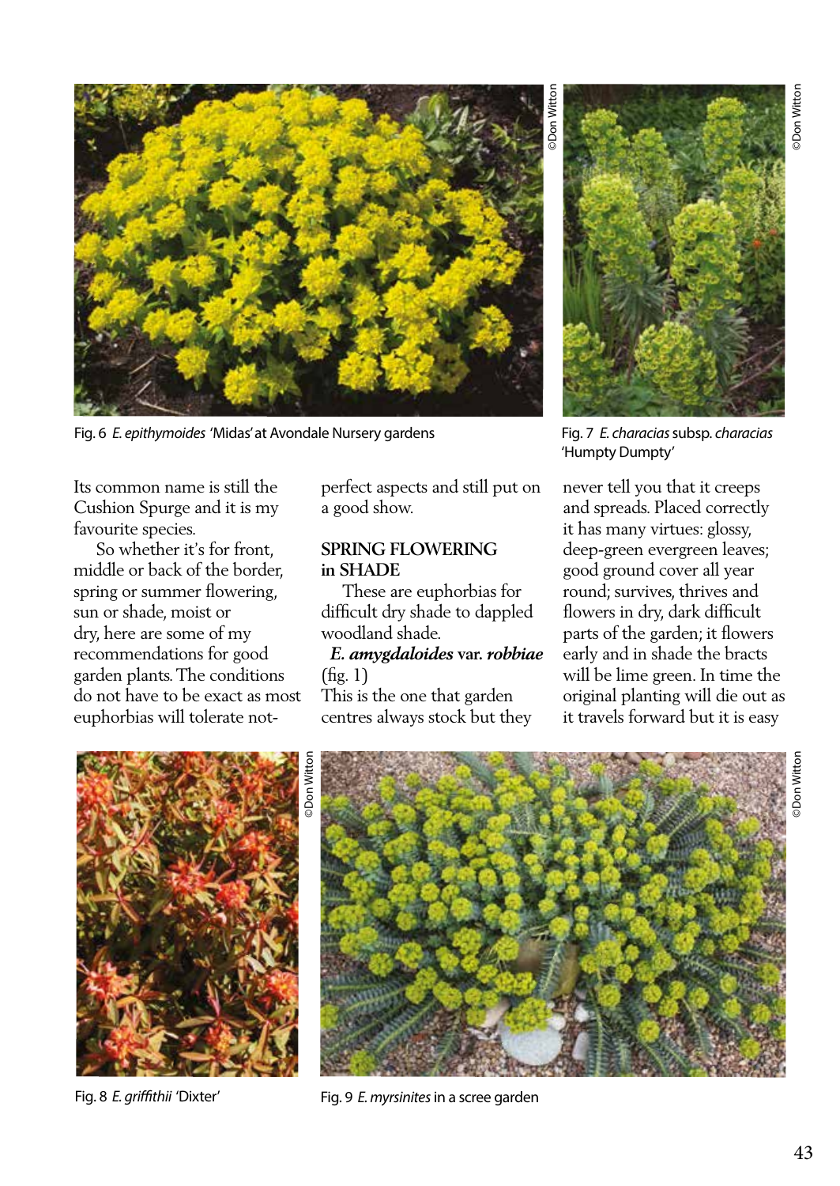Fig. 6 *E. epithymoides* 'Midas' at Avondale Nursery gardens

Fig. 7 *E. characias* subsp. *characias* 'Humpty Dumpty'

Its common name is still the Cushion Spurge and it is my favourite species.

So whether it's for front, middle or back of the border, spring or summer flowering, sun or shade, moist or dry, here are some of my recommendations for good garden plants. The conditions do not have to be exact as most euphorbias will tolerate not-perfect aspects and still put on a good show.

## SPRING FLOWERING in SHADE

These are euphorbias for difficult dry shade to dappled woodland shade.

***E. amygdaloides* var. *robbiae*** (fig. 1)
This is the one that garden centres always stock but they never tell you that it creeps and spreads. Placed correctly it has many virtues: glossy, deep-green evergreen leaves; good ground cover all year round; survives, thrives and flowers in dry, dark difficult parts of the garden; it flowers early and in shade the bracts will be lime green. In time the original planting will die out as it travels forward but it is easy

Fig. 8 *E. griffithii* 'Dixter'

Fig. 9 *E. myrsinites* in a scree garden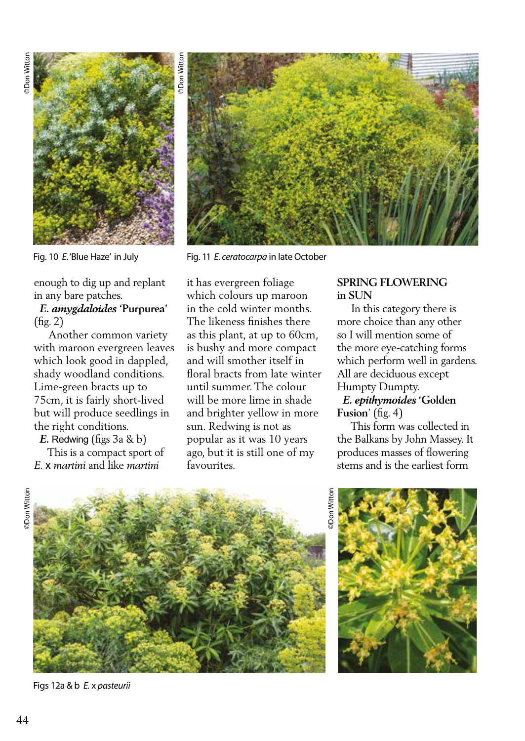Fig. 10 *E.* 'Blue Haze' in July

Fig. 11 *E. ceratocarpa* in late October

enough to dig up and replant in any bare patches.

***E. amygdaloides* 'Purpurea'** (fig. 2)

Another common variety with maroon evergreen leaves which look good in dappled, shady woodland conditions. Lime-green bracts up to 75cm, it is fairly short-lived but will produce seedlings in the right conditions.

***E.* Redwing** (figs 3a & b)

This is a compact sport of *E.* x *martini* and like *martini* it has evergreen foliage which colours up maroon in the cold winter months. The likeness finishes there as this plant, at up to 60cm, is bushy and more compact and will smother itself in floral bracts from late winter until summer. The colour will be more lime in shade and brighter yellow in more sun. Redwing is not as popular as it was 10 years ago, but it is still one of my favourites.

## SPRING FLOWERING in SUN

In this category there is more choice than any other so I will mention some of the more eye-catching forms which perform well in gardens. All are deciduous except Humpty Dumpty.

***E. epithymoides* 'Golden Fusion'** (fig. 4)

This form was collected in the Balkans by John Massey. It produces masses of flowering stems and is the earliest form

Figs 12a & b *E.* x *pasteurii*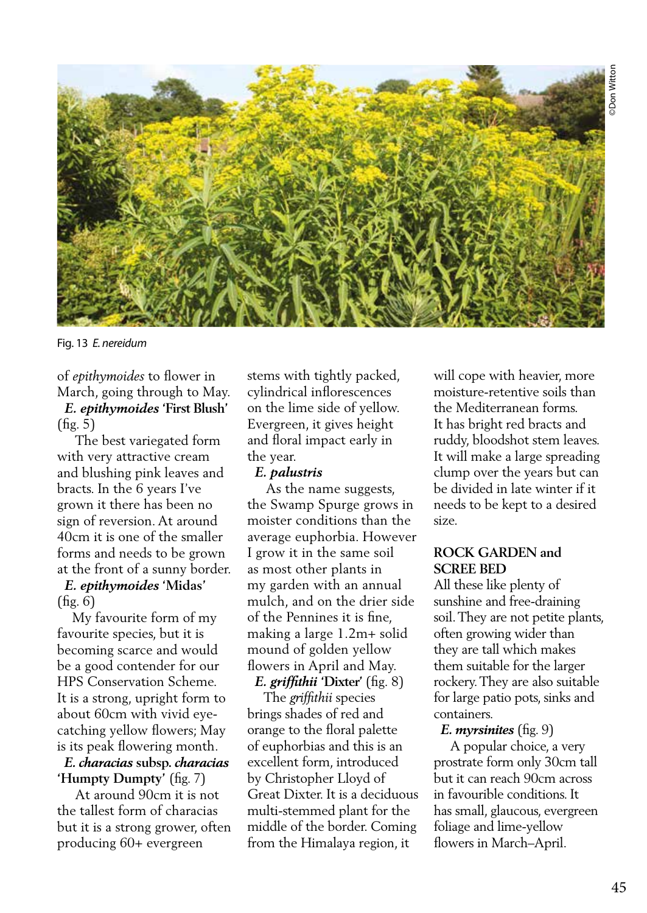Fig. 13 *E. nereidum*

of *epithymoides* to flower in March, going through to May.

***E. epithymoides* 'First Blush'** (fig. 5)

The best variegated form with very attractive cream and blushing pink leaves and bracts. In the 6 years I've grown it there has been no sign of reversion. At around 40cm it is one of the smaller forms and needs to be grown at the front of a sunny border.

***E. epithymoides* 'Midas'** (fig. 6)

My favourite form of my favourite species, but it is becoming scarce and would be a good contender for our HPS Conservation Scheme. It is a strong, upright form to about 60cm with vivid eye-catching yellow flowers; May is its peak flowering month.

***E. characias* subsp. *characias* 'Humpty Dumpty'** (fig. 7)

At around 90cm it is not the tallest form of characias but it is a strong grower, often producing 60+ evergreen stems with tightly packed, cylindrical inflorescences on the lime side of yellow. Evergreen, it gives height and floral impact early in the year.

***E. palustris***

As the name suggests, the Swamp Spurge grows in moister conditions than the average euphorbia. However I grow it in the same soil as most other plants in my garden with an annual mulch, and on the drier side of the Pennines it is fine, making a large 1.2m+ solid mound of golden yellow flowers in April and May.

***E. griffithii* 'Dixter'** (fig. 8)

The *griffithii* species brings shades of red and orange to the floral palette of euphorbias and this is an excellent form, introduced by Christopher Lloyd of Great Dixter. It is a deciduous multi-stemmed plant for the middle of the border. Coming from the Himalaya region, it will cope with heavier, more moisture-retentive soils than the Mediterranean forms. It has bright red bracts and ruddy, bloodshot stem leaves. It will make a large spreading clump over the years but can be divided in late winter if it needs to be kept to a desired size.

## ROCK GARDEN and SCREE BED

All these like plenty of sunshine and free-draining soil. They are not petite plants, often growing wider than they are tall which makes them suitable for the larger rockery. They are also suitable for large patio pots, sinks and containers.

***E. myrsinites*** (fig. 9)

A popular choice, a very prostrate form only 30cm tall but it can reach 90cm across in favourible conditions. It has small, glaucous, evergreen foliage and lime-yellow flowers in March–April.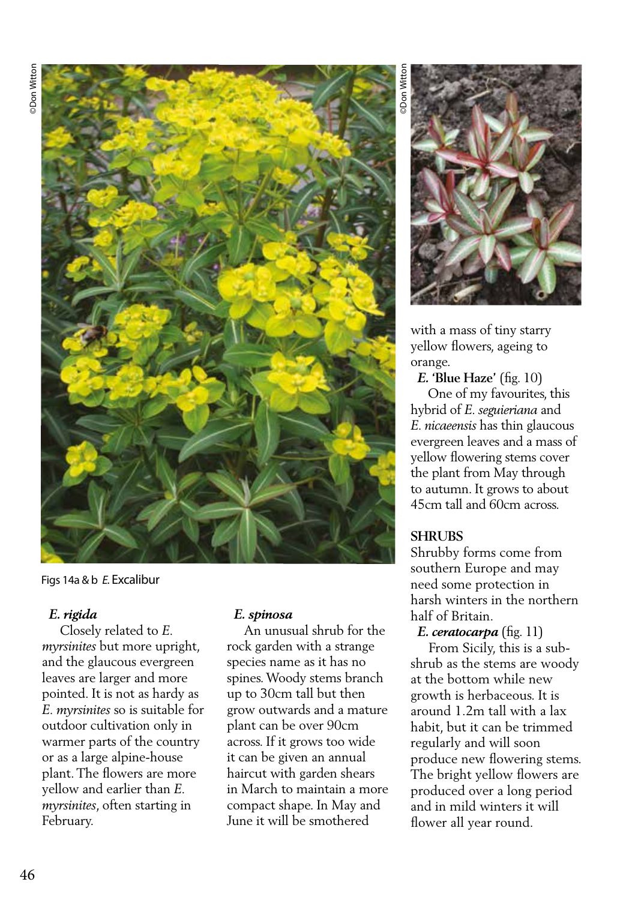Figs 14a & b *E.* Excalibur

***E. rigida***

Closely related to *E. myrsinites* but more upright, and the glaucous evergreen leaves are larger and more pointed. It is not as hardy as *E. myrsinites* so is suitable for outdoor cultivation only in warmer parts of the country or as a large alpine-house plant. The flowers are more yellow and earlier than *E. myrsinites*, often starting in February.

***E. spinosa***

An unusual shrub for the rock garden with a strange species name as it has no spines. Woody stems branch up to 30cm tall but then grow outwards and a mature plant can be over 90cm across. If it grows too wide it can be given an annual haircut with garden shears in March to maintain a more compact shape. In May and June it will be smothered with a mass of tiny starry yellow flowers, ageing to orange.

***E.* 'Blue Haze'** (fig. 10)

One of my favourites, this hybrid of *E. seguieriana* and *E. nicaeensis* has thin glaucous evergreen leaves and a mass of yellow flowering stems cover the plant from May through to autumn. It grows to about 45cm tall and 60cm across.

## SHRUBS

Shrubby forms come from southern Europe and may need some protection in harsh winters in the northern half of Britain.

***E. ceratocarpa*** (fig. 11)

From Sicily, this is a sub-shrub as the stems are woody at the bottom while new growth is herbaceous. It is around 1.2m tall with a lax habit, but it can be trimmed regularly and will soon produce new flowering stems. The bright yellow flowers are produced over a long period and in mild winters it will flower all year round.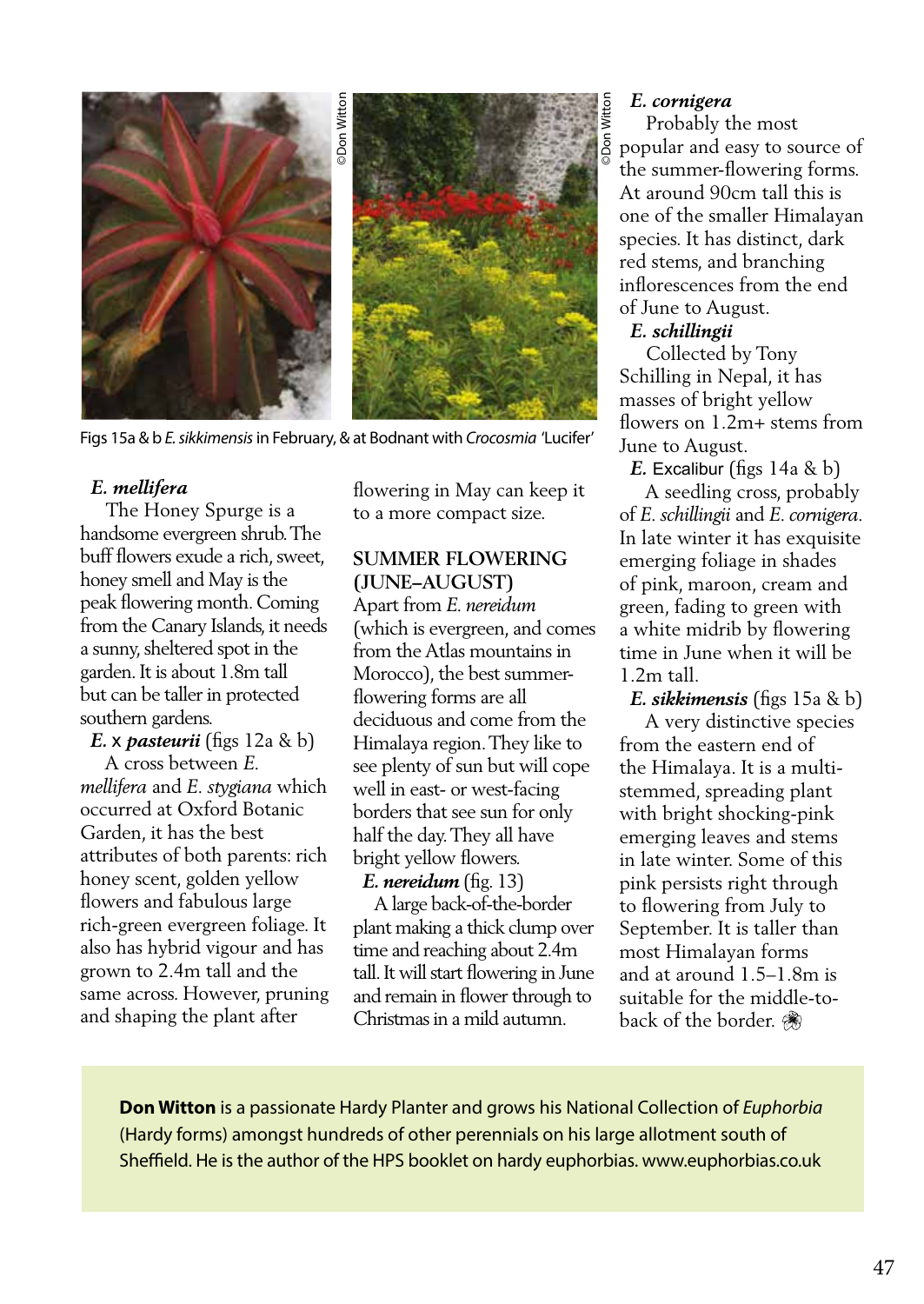Figs 15a & b *E. sikkimensis* in February, & at Bodnant with *Crocosmia* 'Lucifer'

***E. mellifera***

The Honey Spurge is a handsome evergreen shrub. The buff flowers exude a rich, sweet, honey smell and May is the peak flowering month. Coming from the Canary Islands, it needs a sunny, sheltered spot in the garden. It is about 1.8m tall but can be taller in protected southern gardens.

***E. x pasteurii*** (figs 12a & b)

A cross between *E. mellifera* and *E. stygiana* which occurred at Oxford Botanic Garden, it has the best attributes of both parents: rich honey scent, golden yellow flowers and fabulous large rich-green evergreen foliage. It also has hybrid vigour and has grown to 2.4m tall and the same across. However, pruning and shaping the plant after flowering in May can keep it to a more compact size.

## SUMMER FLOWERING (JUNE–AUGUST)

Apart from *E. nereidum* (which is evergreen, and comes from the Atlas mountains in Morocco), the best summer-flowering forms are all deciduous and come from the Himalaya region. They like to see plenty of sun but will cope well in east- or west-facing borders that see sun for only half the day. They all have bright yellow flowers.

***E. nereidum*** (fig. 13)

A large back-of-the-border plant making a thick clump over time and reaching about 2.4m tall. It will start flowering in June and remain in flower through to Christmas in a mild autumn.

***E. cornigera***

Probably the most popular and easy to source of the summer-flowering forms. At around 90cm tall this is one of the smaller Himalayan species. It has distinct, dark red stems, and branching inflorescences from the end of June to August.

***E. schillingii***

Collected by Tony Schilling in Nepal, it has masses of bright yellow flowers on 1.2m+ stems from June to August.

***E.*** Excalibur (figs 14a & b)

A seedling cross, probably of *E. schillingii* and *E. cornigera*. In late winter it has exquisite emerging foliage in shades of pink, maroon, cream and green, fading to green with a white midrib by flowering time in June when it will be 1.2m tall.

***E. sikkimensis*** (figs 15a & b)

A very distinctive species from the eastern end of the Himalaya. It is a multi-stemmed, spreading plant with bright shocking-pink emerging leaves and stems in late winter. Some of this pink persists right through to flowering from July to September. It is taller than most Himalayan forms and at around 1.5–1.8m is suitable for the middle-to-back of the border. ❀

**Don Witton** is a passionate Hardy Planter and grows his National Collection of *Euphorbia* (Hardy forms) amongst hundreds of other perennials on his large allotment south of Sheffield. He is the author of the HPS booklet on hardy euphorbias. www.euphorbias.co.uk